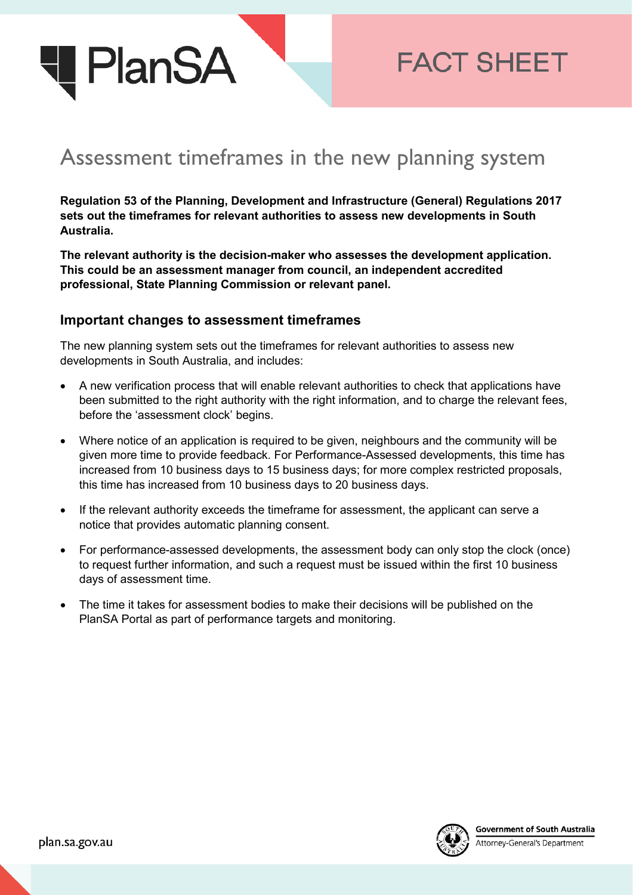FACT SHEET

# Assessment timeframes in the new planning system

**Regulation 53 of the Planning, Development and Infrastructure (General) Regulations 2017 sets out the timeframes for relevant authorities to assess new developments in South Australia.**

**The relevant authority is the decision-maker who assesses the development application. This could be an assessment manager from council, an independent accredited professional, State Planning Commission or relevant panel.**

## Important changes to assessment timeframes

The new planning system sets out the timeframes for relevant authorities to assess new developments in South Australia, and includes:

- A new verification process that will enable relevant authorities to check that applications have been submitted to the right authority with the right information, and to charge the relevant fees, before the 'assessment clock' begins.
- Where notice of an application is required to be given, neighbours and the community will be given more time to provide feedback. For Performance-Assessed developments, this time has increased from 10 business days to 15 business days; for more complex restricted proposals, this time has increased from 10 business days to 20 business days.
- If the relevant authority exceeds the timeframe for assessment, the applicant can serve a notice that provides automatic planning consent.
- For performance-assessed developments, the assessment body can only stop the clock (once) to request further information, and such a request must be issued within the first 10 business days of assessment time.
- The time it takes for assessment bodies to make their decisions will be published on the PlanSA Portal as part of performance targets and monitoring.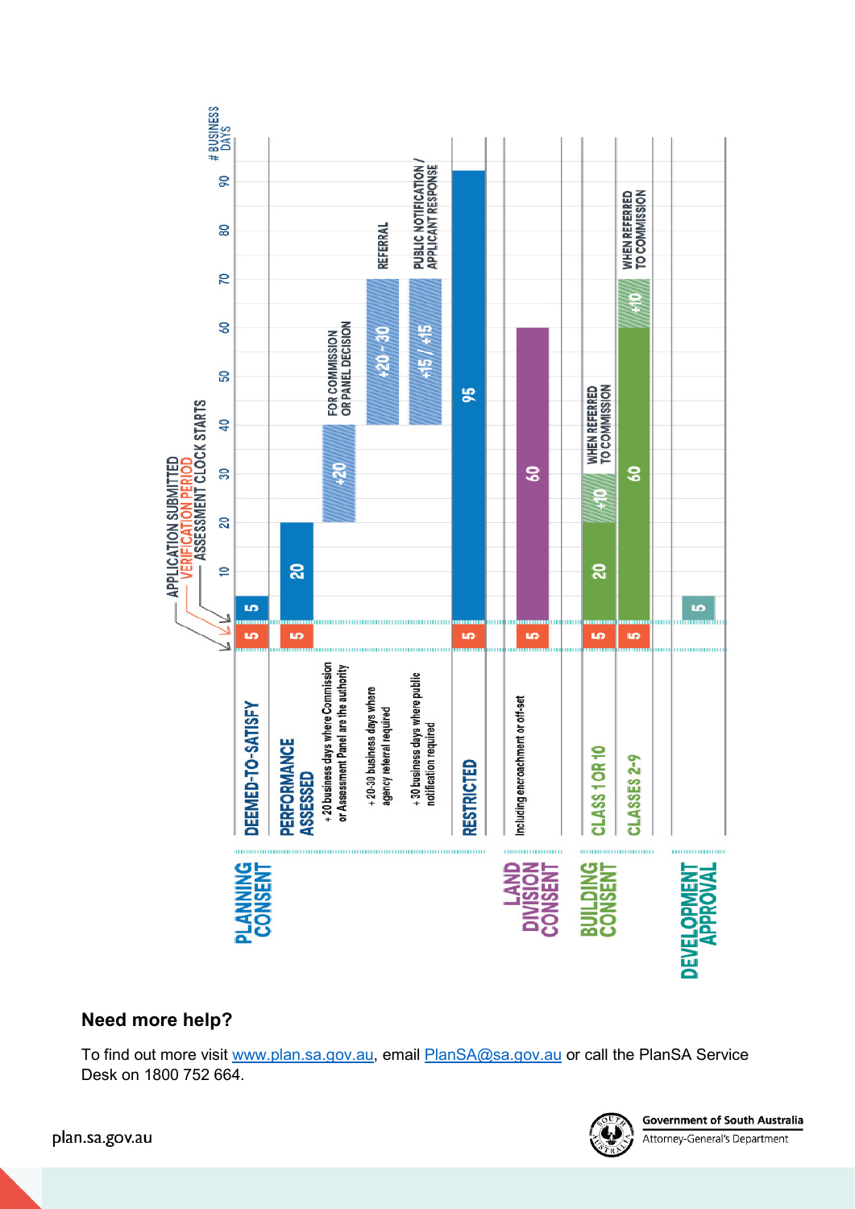APPLICATION SUBMITTED
VERIFICATION PERIOD
ASSESSMENT CLOCK STARTS

10 20 30 40 50 60 70 80 90 # BUSINESS DAYS

PLANNING CONSENT

DEEMED-TO-SATISFY
5
5

PERFORMANCE ASSESSED
5
20

+ 20 business days where Commission or Assessment Panel are the authority
+20
FOR COMMISSION OR PANEL DECISION

+ 20-30 business days where agency referral required
+20 - 30
REFERRAL

+ 30 business days where public notification required
+15 / +15
PUBLIC NOTIFICATION / APPLICANT RESPONSE

RESTRICTED
5
95

LAND DIVISION CONSENT

Including encroachment or off-set
5
60

BUILDING CONSENT

CLASS 1 OR 10
5
20
+10
WHEN REFERRED TO COMMISSION

CLASSES 2-9
5
60
+10
WHEN REFERRED TO COMMISSION

DEVELOPMENT APPROVAL
5

## Need more help?

To find out more visit www.plan.sa.gov.au, email PlanSA@sa.gov.au or call the PlanSA Service Desk on 1800 752 664.

plan.sa.gov.au

Government of South Australia
Attorney-General's Department